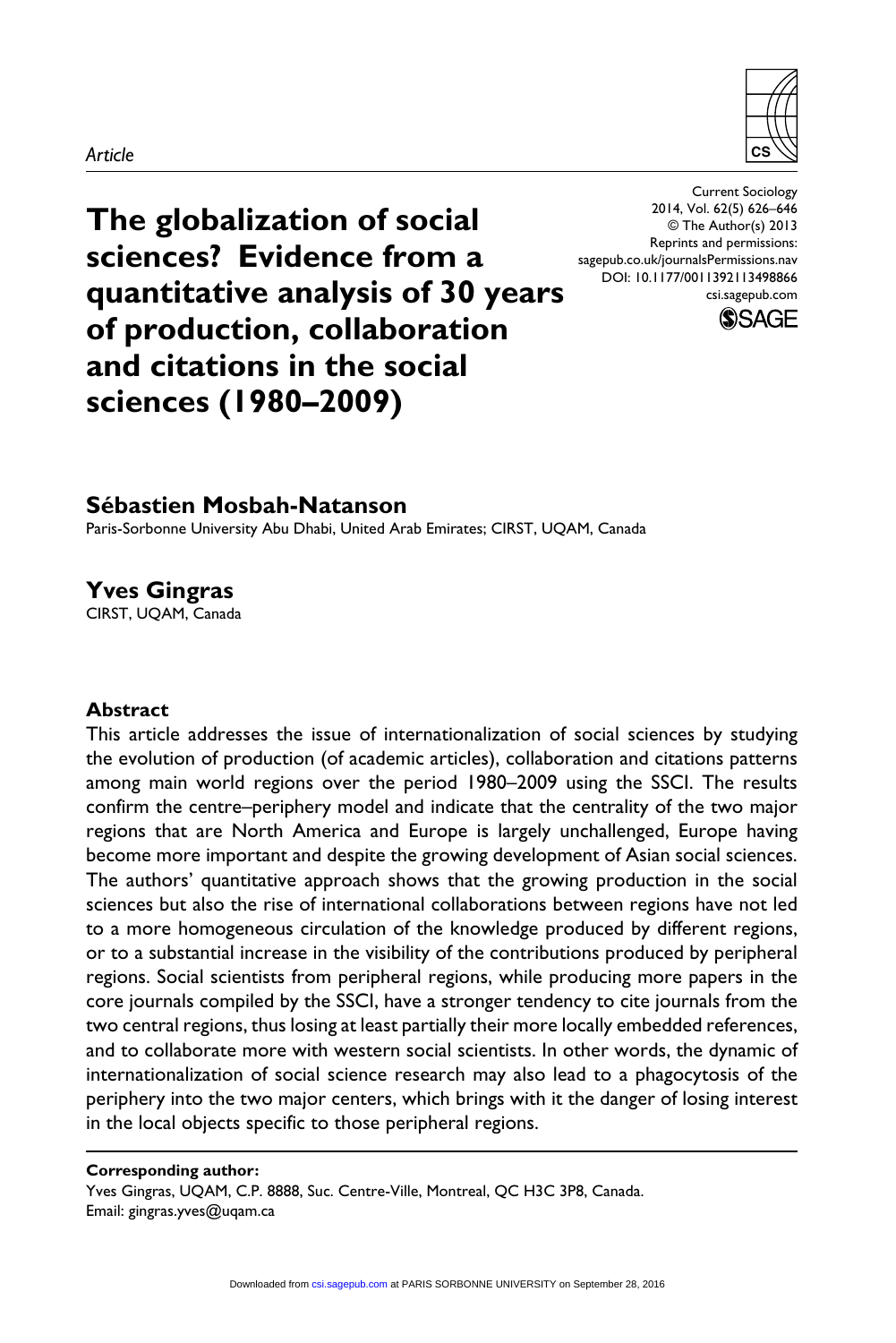*Article*

# The globalization of social sciences? Evidence from a quantitative analysis of 30 years of production, collaboration and citations in the social sciences (1980–2009)

Current Sociology
2014, Vol. 62(5) 626–646
© The Author(s) 2013
Reprints and permissions: sagepub.co.uk/journalsPermissions.nav
DOI: 10.1177/0011392113498866
csi.sagepub.com

**Sébastien Mosbah-Natanson**
Paris-Sorbonne University Abu Dhabi, United Arab Emirates; CIRST, UQAM, Canada

**Yves Gingras**
CIRST, UQAM, Canada

### Abstract

This article addresses the issue of internationalization of social sciences by studying the evolution of production (of academic articles), collaboration and citations patterns among main world regions over the period 1980–2009 using the SSCI. The results confirm the centre–periphery model and indicate that the centrality of the two major regions that are North America and Europe is largely unchallenged, Europe having become more important and despite the growing development of Asian social sciences. The authors' quantitative approach shows that the growing production in the social sciences but also the rise of international collaborations between regions have not led to a more homogeneous circulation of the knowledge produced by different regions, or to a substantial increase in the visibility of the contributions produced by peripheral regions. Social scientists from peripheral regions, while producing more papers in the core journals compiled by the SSCI, have a stronger tendency to cite journals from the two central regions, thus losing at least partially their more locally embedded references, and to collaborate more with western social scientists. In other words, the dynamic of internationalization of social science research may also lead to a phagocytosis of the periphery into the two major centers, which brings with it the danger of losing interest in the local objects specific to those peripheral regions.

**Corresponding author:**
Yves Gingras, UQAM, C.P. 8888, Suc. Centre-Ville, Montreal, QC H3C 3P8, Canada.
Email: gingras.yves@uqam.ca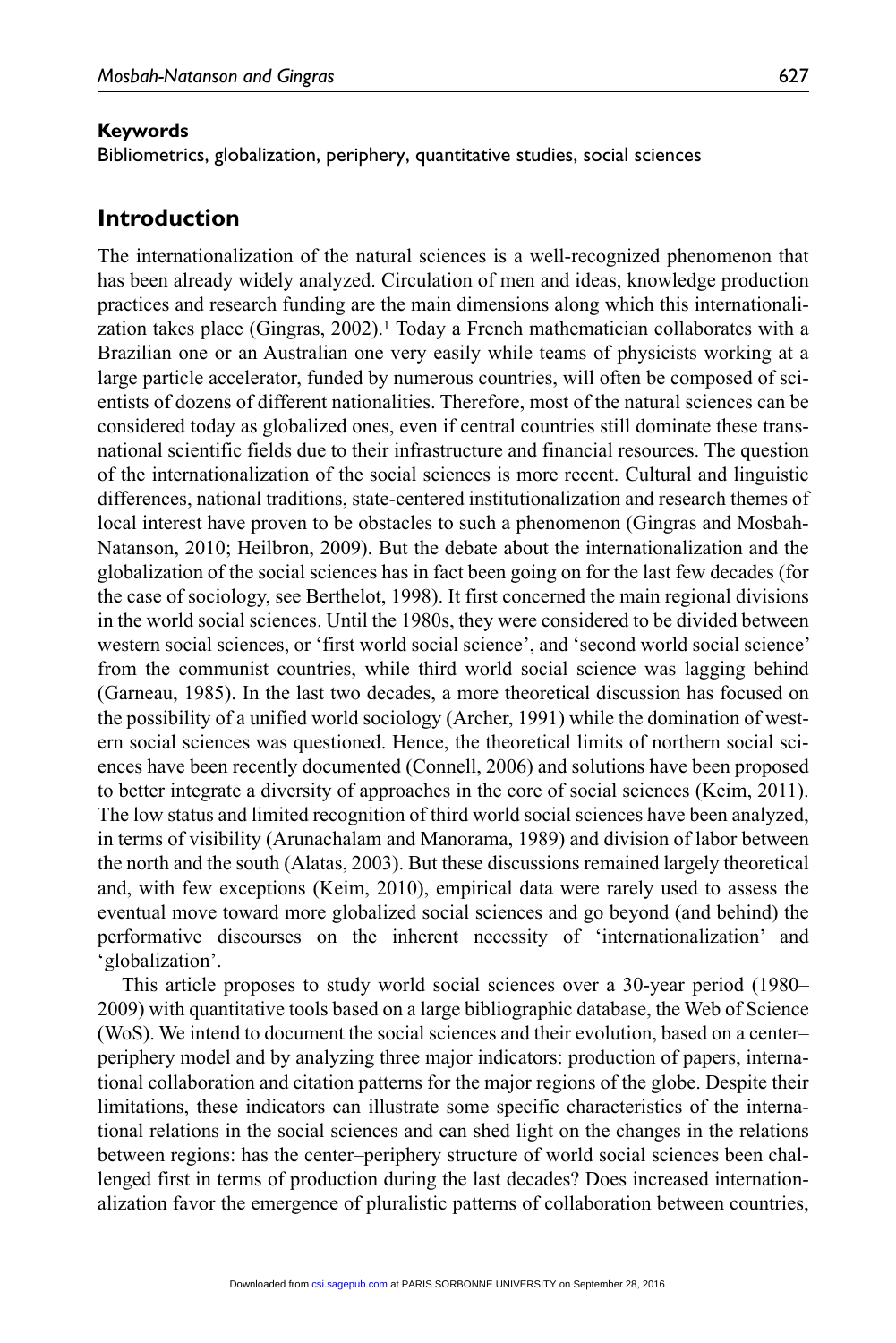**Keywords**

Bibliometrics, globalization, periphery, quantitative studies, social sciences

## Introduction

The internationalization of the natural sciences is a well-recognized phenomenon that has been already widely analyzed. Circulation of men and ideas, knowledge production practices and research funding are the main dimensions along which this internationalization takes place (Gingras, 2002).[1] Today a French mathematician collaborates with a Brazilian one or an Australian one very easily while teams of physicists working at a large particle accelerator, funded by numerous countries, will often be composed of scientists of dozens of different nationalities. Therefore, most of the natural sciences can be considered today as globalized ones, even if central countries still dominate these transnational scientific fields due to their infrastructure and financial resources. The question of the internationalization of the social sciences is more recent. Cultural and linguistic differences, national traditions, state-centered institutionalization and research themes of local interest have proven to be obstacles to such a phenomenon (Gingras and Mosbah-Natanson, 2010; Heilbron, 2009). But the debate about the internationalization and the globalization of the social sciences has in fact been going on for the last few decades (for the case of sociology, see Berthelot, 1998). It first concerned the main regional divisions in the world social sciences. Until the 1980s, they were considered to be divided between western social sciences, or 'first world social science', and 'second world social science' from the communist countries, while third world social science was lagging behind (Garneau, 1985). In the last two decades, a more theoretical discussion has focused on the possibility of a unified world sociology (Archer, 1991) while the domination of western social sciences was questioned. Hence, the theoretical limits of northern social sciences have been recently documented (Connell, 2006) and solutions have been proposed to better integrate a diversity of approaches in the core of social sciences (Keim, 2011). The low status and limited recognition of third world social sciences have been analyzed, in terms of visibility (Arunachalam and Manorama, 1989) and division of labor between the north and the south (Alatas, 2003). But these discussions remained largely theoretical and, with few exceptions (Keim, 2010), empirical data were rarely used to assess the eventual move toward more globalized social sciences and go beyond (and behind) the performative discourses on the inherent necessity of 'internationalization' and 'globalization'.

This article proposes to study world social sciences over a 30-year period (1980–2009) with quantitative tools based on a large bibliographic database, the Web of Science (WoS). We intend to document the social sciences and their evolution, based on a center–periphery model and by analyzing three major indicators: production of papers, international collaboration and citation patterns for the major regions of the globe. Despite their limitations, these indicators can illustrate some specific characteristics of the international relations in the social sciences and can shed light on the changes in the relations between regions: has the center–periphery structure of world social sciences been challenged first in terms of production during the last decades? Does increased internationalization favor the emergence of pluralistic patterns of collaboration between countries,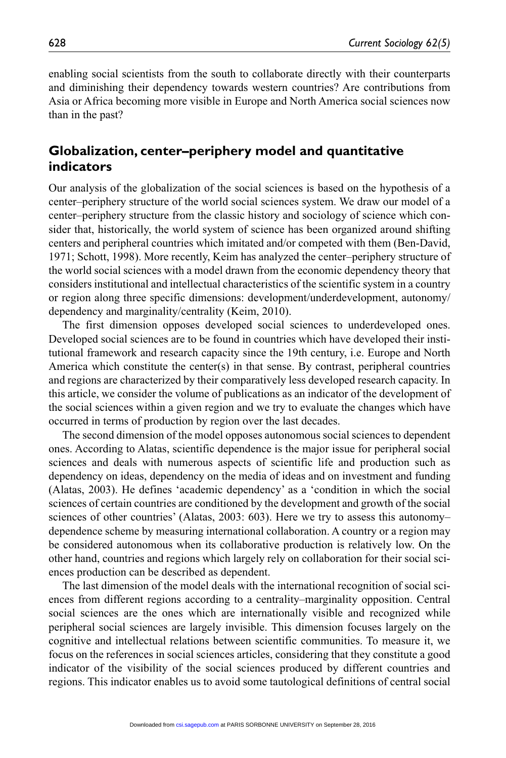enabling social scientists from the south to collaborate directly with their counterparts and diminishing their dependency towards western countries? Are contributions from Asia or Africa becoming more visible in Europe and North America social sciences now than in the past?

## Globalization, center–periphery model and quantitative indicators

Our analysis of the globalization of the social sciences is based on the hypothesis of a center–periphery structure of the world social sciences system. We draw our model of a center–periphery structure from the classic history and sociology of science which consider that, historically, the world system of science has been organized around shifting centers and peripheral countries which imitated and/or competed with them (Ben-David, 1971; Schott, 1998). More recently, Keim has analyzed the center–periphery structure of the world social sciences with a model drawn from the economic dependency theory that considers institutional and intellectual characteristics of the scientific system in a country or region along three specific dimensions: development/underdevelopment, autonomy/dependency and marginality/centrality (Keim, 2010).

The first dimension opposes developed social sciences to underdeveloped ones. Developed social sciences are to be found in countries which have developed their institutional framework and research capacity since the 19th century, i.e. Europe and North America which constitute the center(s) in that sense. By contrast, peripheral countries and regions are characterized by their comparatively less developed research capacity. In this article, we consider the volume of publications as an indicator of the development of the social sciences within a given region and we try to evaluate the changes which have occurred in terms of production by region over the last decades.

The second dimension of the model opposes autonomous social sciences to dependent ones. According to Alatas, scientific dependence is the major issue for peripheral social sciences and deals with numerous aspects of scientific life and production such as dependency on ideas, dependency on the media of ideas and on investment and funding (Alatas, 2003). He defines 'academic dependency' as a 'condition in which the social sciences of certain countries are conditioned by the development and growth of the social sciences of other countries' (Alatas, 2003: 603). Here we try to assess this autonomy–dependence scheme by measuring international collaboration. A country or a region may be considered autonomous when its collaborative production is relatively low. On the other hand, countries and regions which largely rely on collaboration for their social sciences production can be described as dependent.

The last dimension of the model deals with the international recognition of social sciences from different regions according to a centrality–marginality opposition. Central social sciences are the ones which are internationally visible and recognized while peripheral social sciences are largely invisible. This dimension focuses largely on the cognitive and intellectual relations between scientific communities. To measure it, we focus on the references in social sciences articles, considering that they constitute a good indicator of the visibility of the social sciences produced by different countries and regions. This indicator enables us to avoid some tautological definitions of central social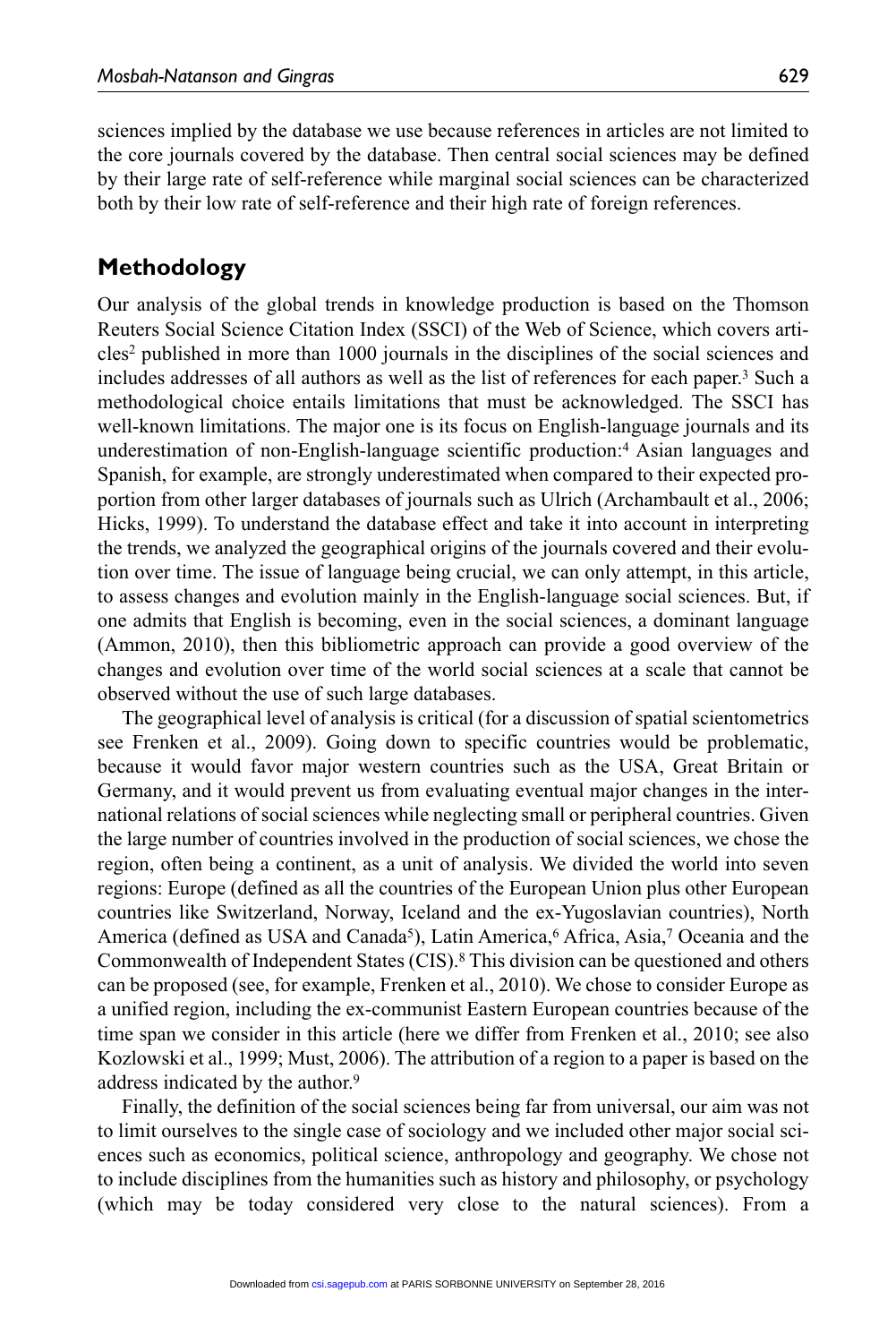sciences implied by the database we use because references in articles are not limited to the core journals covered by the database. Then central social sciences may be defined by their large rate of self-reference while marginal social sciences can be characterized both by their low rate of self-reference and their high rate of foreign references.

## Methodology

Our analysis of the global trends in knowledge production is based on the Thomson Reuters Social Science Citation Index (SSCI) of the Web of Science, which covers articles[2] published in more than 1000 journals in the disciplines of the social sciences and includes addresses of all authors as well as the list of references for each paper.[3] Such a methodological choice entails limitations that must be acknowledged. The SSCI has well-known limitations. The major one is its focus on English-language journals and its underestimation of non-English-language scientific production:[4] Asian languages and Spanish, for example, are strongly underestimated when compared to their expected proportion from other larger databases of journals such as Ulrich (Archambault et al., 2006; Hicks, 1999). To understand the database effect and take it into account in interpreting the trends, we analyzed the geographical origins of the journals covered and their evolution over time. The issue of language being crucial, we can only attempt, in this article, to assess changes and evolution mainly in the English-language social sciences. But, if one admits that English is becoming, even in the social sciences, a dominant language (Ammon, 2010), then this bibliometric approach can provide a good overview of the changes and evolution over time of the world social sciences at a scale that cannot be observed without the use of such large databases.

The geographical level of analysis is critical (for a discussion of spatial scientometrics see Frenken et al., 2009). Going down to specific countries would be problematic, because it would favor major western countries such as the USA, Great Britain or Germany, and it would prevent us from evaluating eventual major changes in the international relations of social sciences while neglecting small or peripheral countries. Given the large number of countries involved in the production of social sciences, we chose the region, often being a continent, as a unit of analysis. We divided the world into seven regions: Europe (defined as all the countries of the European Union plus other European countries like Switzerland, Norway, Iceland and the ex-Yugoslavian countries), North America (defined as USA and Canada[5]), Latin America,[6] Africa, Asia,[7] Oceania and the Commonwealth of Independent States (CIS).[8] This division can be questioned and others can be proposed (see, for example, Frenken et al., 2010). We chose to consider Europe as a unified region, including the ex-communist Eastern European countries because of the time span we consider in this article (here we differ from Frenken et al., 2010; see also Kozlowski et al., 1999; Must, 2006). The attribution of a region to a paper is based on the address indicated by the author.[9]

Finally, the definition of the social sciences being far from universal, our aim was not to limit ourselves to the single case of sociology and we included other major social sciences such as economics, political science, anthropology and geography. We chose not to include disciplines from the humanities such as history and philosophy, or psychology (which may be today considered very close to the natural sciences). From a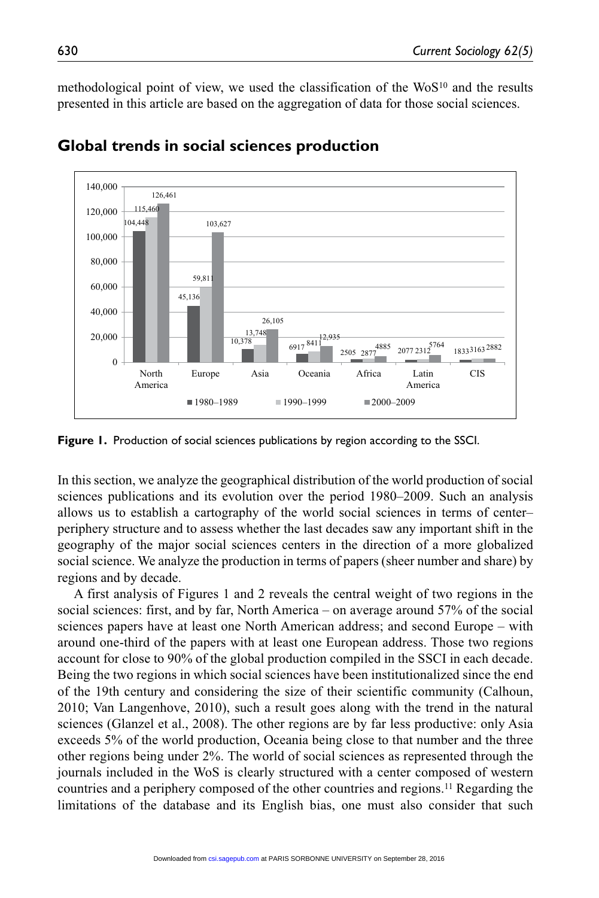methodological point of view, we used the classification of the WoS[10] and the results presented in this article are based on the aggregation of data for those social sciences.

## Global trends in social sciences production

**Figure 1.** Production of social sciences publications by region according to the SSCI.

In this section, we analyze the geographical distribution of the world production of social sciences publications and its evolution over the period 1980–2009. Such an analysis allows us to establish a cartography of the world social sciences in terms of center–periphery structure and to assess whether the last decades saw any important shift in the geography of the major social sciences centers in the direction of a more globalized social science. We analyze the production in terms of papers (sheer number and share) by regions and by decade.

A first analysis of Figures 1 and 2 reveals the central weight of two regions in the social sciences: first, and by far, North America – on average around 57% of the social sciences papers have at least one North American address; and second Europe – with around one-third of the papers with at least one European address. Those two regions account for close to 90% of the global production compiled in the SSCI in each decade. Being the two regions in which social sciences have been institutionalized since the end of the 19th century and considering the size of their scientific community (Calhoun, 2010; Van Langenhove, 2010), such a result goes along with the trend in the natural sciences (Glanzel et al., 2008). The other regions are by far less productive: only Asia exceeds 5% of the world production, Oceania being close to that number and the three other regions being under 2%. The world of social sciences as represented through the journals included in the WoS is clearly structured with a center composed of western countries and a periphery composed of the other countries and regions.[11] Regarding the limitations of the database and its English bias, one must also consider that such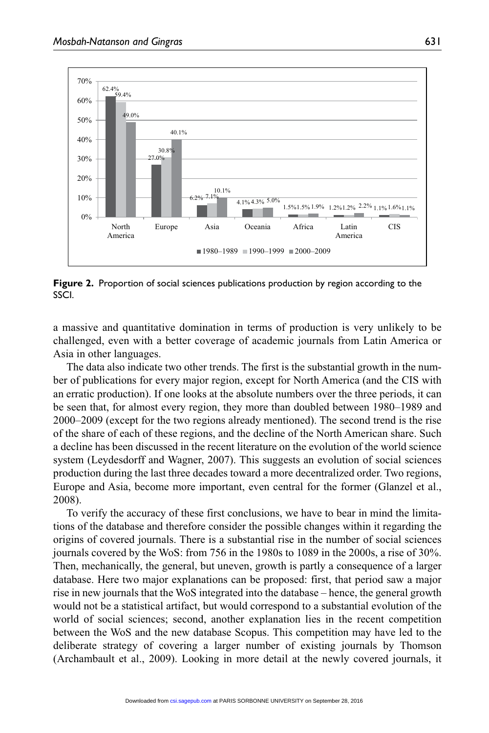**Figure 2.** Proportion of social sciences publications production by region according to the SSCI.

a massive and quantitative domination in terms of production is very unlikely to be challenged, even with a better coverage of academic journals from Latin America or Asia in other languages.

The data also indicate two other trends. The first is the substantial growth in the number of publications for every major region, except for North America (and the CIS with an erratic production). If one looks at the absolute numbers over the three periods, it can be seen that, for almost every region, they more than doubled between 1980–1989 and 2000–2009 (except for the two regions already mentioned). The second trend is the rise of the share of each of these regions, and the decline of the North American share. Such a decline has been discussed in the recent literature on the evolution of the world science system (Leydesdorff and Wagner, 2007). This suggests an evolution of social sciences production during the last three decades toward a more decentralized order. Two regions, Europe and Asia, become more important, even central for the former (Glanzel et al., 2008).

To verify the accuracy of these first conclusions, we have to bear in mind the limitations of the database and therefore consider the possible changes within it regarding the origins of covered journals. There is a substantial rise in the number of social sciences journals covered by the WoS: from 756 in the 1980s to 1089 in the 2000s, a rise of 30%. Then, mechanically, the general, but uneven, growth is partly a consequence of a larger database. Here two major explanations can be proposed: first, that period saw a major rise in new journals that the WoS integrated into the database – hence, the general growth would not be a statistical artifact, but would correspond to a substantial evolution of the world of social sciences; second, another explanation lies in the recent competition between the WoS and the new database Scopus. This competition may have led to the deliberate strategy of covering a larger number of existing journals by Thomson (Archambault et al., 2009). Looking in more detail at the newly covered journals, it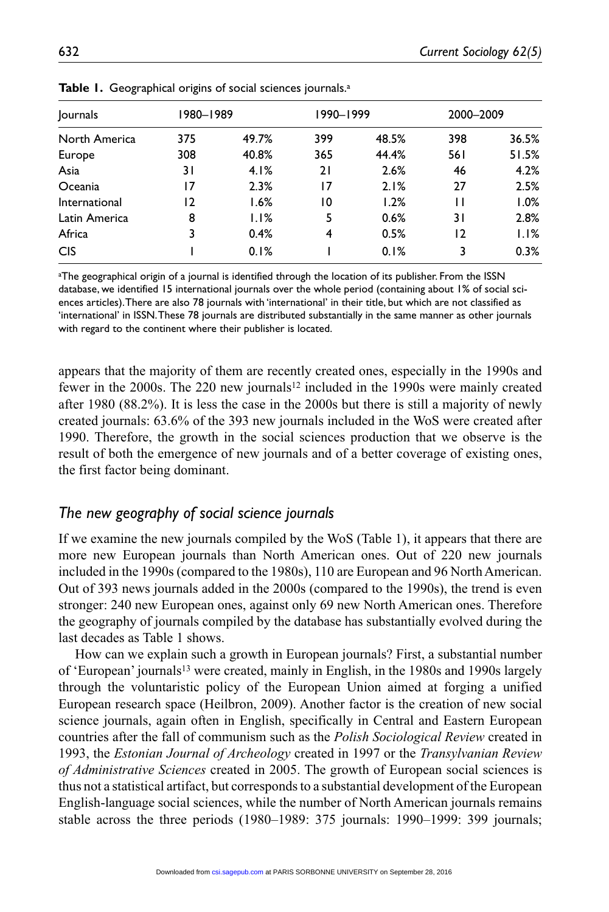**Table 1.** Geographical origins of social sciences journals.[a]

| Journals | 1980–1989 | | 1990–1999 | | 2000–2009 | |
|---|---|---|---|---|---|---|
| North America | 375 | 49.7% | 399 | 48.5% | 398 | 36.5% |
| Europe | 308 | 40.8% | 365 | 44.4% | 561 | 51.5% |
| Asia | 31 | 4.1% | 21 | 2.6% | 46 | 4.2% |
| Oceania | 17 | 2.3% | 17 | 2.1% | 27 | 2.5% |
| International | 12 | 1.6% | 10 | 1.2% | 11 | 1.0% |
| Latin America | 8 | 1.1% | 5 | 0.6% | 31 | 2.8% |
| Africa | 3 | 0.4% | 4 | 0.5% | 12 | 1.1% |
| CIS | 1 | 0.1% | 1 | 0.1% | 3 | 0.3% |

[a]The geographical origin of a journal is identified through the location of its publisher. From the ISSN database, we identified 15 international journals over the whole period (containing about 1% of social sciences articles). There are also 78 journals with 'international' in their title, but which are not classified as 'international' in ISSN. These 78 journals are distributed substantially in the same manner as other journals with regard to the continent where their publisher is located.

appears that the majority of them are recently created ones, especially in the 1990s and fewer in the 2000s. The 220 new journals[12] included in the 1990s were mainly created after 1980 (88.2%). It is less the case in the 2000s but there is still a majority of newly created journals: 63.6% of the 393 new journals included in the WoS were created after 1990. Therefore, the growth in the social sciences production that we observe is the result of both the emergence of new journals and of a better coverage of existing ones, the first factor being dominant.

## *The new geography of social science journals*

If we examine the new journals compiled by the WoS (Table 1), it appears that there are more new European journals than North American ones. Out of 220 new journals included in the 1990s (compared to the 1980s), 110 are European and 96 North American. Out of 393 news journals added in the 2000s (compared to the 1990s), the trend is even stronger: 240 new European ones, against only 69 new North American ones. Therefore the geography of journals compiled by the database has substantially evolved during the last decades as Table 1 shows.

How can we explain such a growth in European journals? First, a substantial number of 'European' journals[13] were created, mainly in English, in the 1980s and 1990s largely through the voluntaristic policy of the European Union aimed at forging a unified European research space (Heilbron, 2009). Another factor is the creation of new social science journals, again often in English, specifically in Central and Eastern European countries after the fall of communism such as the *Polish Sociological Review* created in 1993, the *Estonian Journal of Archeology* created in 1997 or the *Transylvanian Review of Administrative Sciences* created in 2005. The growth of European social sciences is thus not a statistical artifact, but corresponds to a substantial development of the European English-language social sciences, while the number of North American journals remains stable across the three periods (1980–1989: 375 journals: 1990–1999: 399 journals;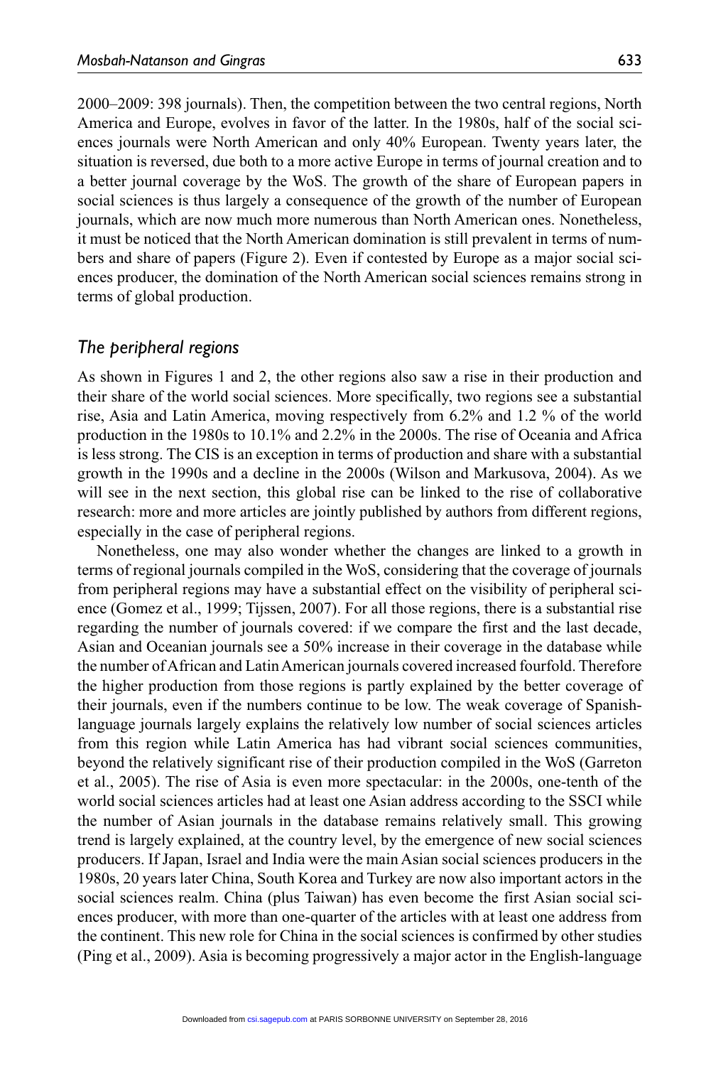2000–2009: 398 journals). Then, the competition between the two central regions, North America and Europe, evolves in favor of the latter. In the 1980s, half of the social sciences journals were North American and only 40% European. Twenty years later, the situation is reversed, due both to a more active Europe in terms of journal creation and to a better journal coverage by the WoS. The growth of the share of European papers in social sciences is thus largely a consequence of the growth of the number of European journals, which are now much more numerous than North American ones. Nonetheless, it must be noticed that the North American domination is still prevalent in terms of numbers and share of papers (Figure 2). Even if contested by Europe as a major social sciences producer, the domination of the North American social sciences remains strong in terms of global production.

## *The peripheral regions*

As shown in Figures 1 and 2, the other regions also saw a rise in their production and their share of the world social sciences. More specifically, two regions see a substantial rise, Asia and Latin America, moving respectively from 6.2% and 1.2 % of the world production in the 1980s to 10.1% and 2.2% in the 2000s. The rise of Oceania and Africa is less strong. The CIS is an exception in terms of production and share with a substantial growth in the 1990s and a decline in the 2000s (Wilson and Markusova, 2004). As we will see in the next section, this global rise can be linked to the rise of collaborative research: more and more articles are jointly published by authors from different regions, especially in the case of peripheral regions.

Nonetheless, one may also wonder whether the changes are linked to a growth in terms of regional journals compiled in the WoS, considering that the coverage of journals from peripheral regions may have a substantial effect on the visibility of peripheral science (Gomez et al., 1999; Tijssen, 2007). For all those regions, there is a substantial rise regarding the number of journals covered: if we compare the first and the last decade, Asian and Oceanian journals see a 50% increase in their coverage in the database while the number of African and Latin American journals covered increased fourfold. Therefore the higher production from those regions is partly explained by the better coverage of their journals, even if the numbers continue to be low. The weak coverage of Spanish-language journals largely explains the relatively low number of social sciences articles from this region while Latin America has had vibrant social sciences communities, beyond the relatively significant rise of their production compiled in the WoS (Garreton et al., 2005). The rise of Asia is even more spectacular: in the 2000s, one-tenth of the world social sciences articles had at least one Asian address according to the SSCI while the number of Asian journals in the database remains relatively small. This growing trend is largely explained, at the country level, by the emergence of new social sciences producers. If Japan, Israel and India were the main Asian social sciences producers in the 1980s, 20 years later China, South Korea and Turkey are now also important actors in the social sciences realm. China (plus Taiwan) has even become the first Asian social sciences producer, with more than one-quarter of the articles with at least one address from the continent. This new role for China in the social sciences is confirmed by other studies (Ping et al., 2009). Asia is becoming progressively a major actor in the English-language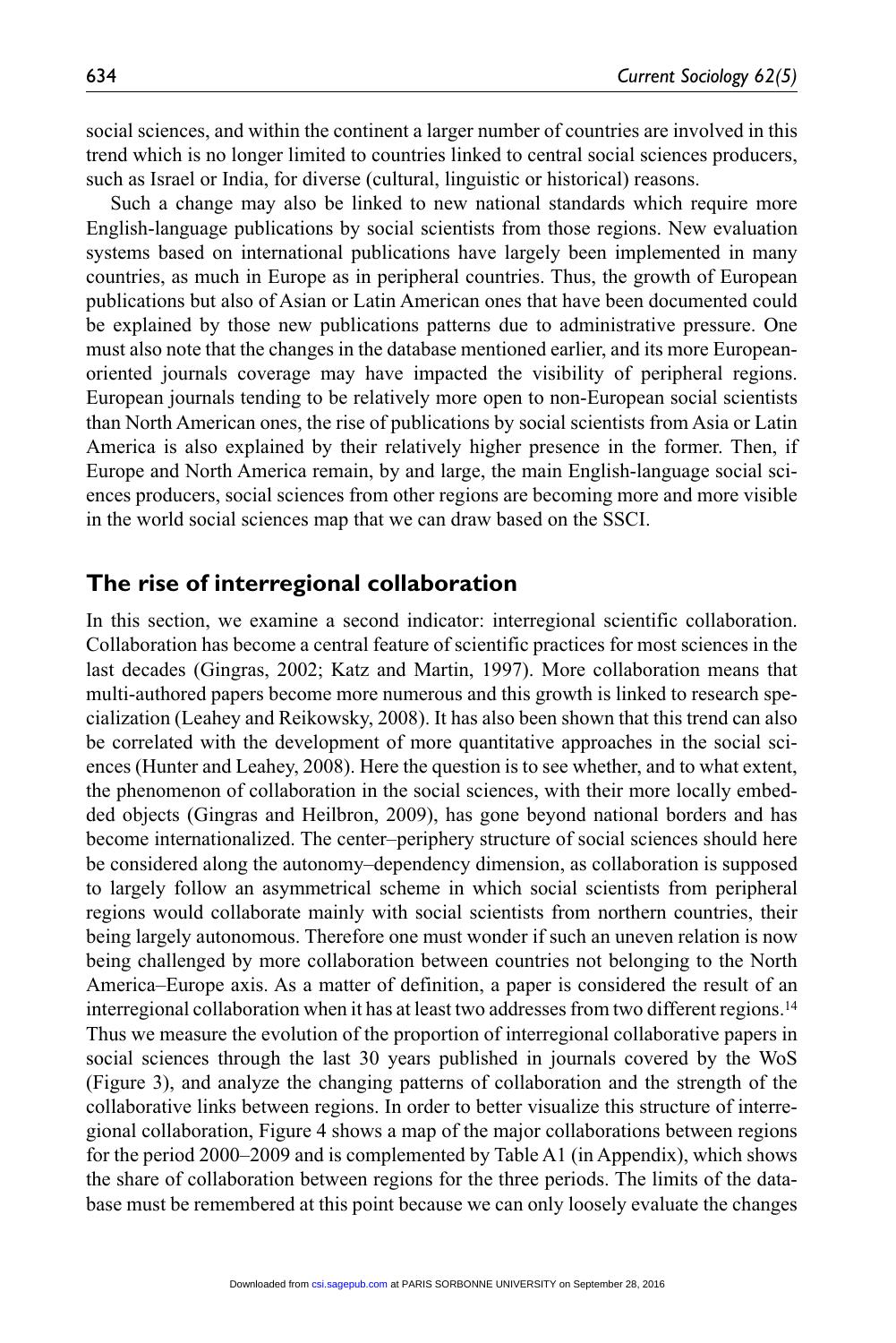social sciences, and within the continent a larger number of countries are involved in this trend which is no longer limited to countries linked to central social sciences producers, such as Israel or India, for diverse (cultural, linguistic or historical) reasons.

Such a change may also be linked to new national standards which require more English-language publications by social scientists from those regions. New evaluation systems based on international publications have largely been implemented in many countries, as much in Europe as in peripheral countries. Thus, the growth of European publications but also of Asian or Latin American ones that have been documented could be explained by those new publications patterns due to administrative pressure. One must also note that the changes in the database mentioned earlier, and its more European-oriented journals coverage may have impacted the visibility of peripheral regions. European journals tending to be relatively more open to non-European social scientists than North American ones, the rise of publications by social scientists from Asia or Latin America is also explained by their relatively higher presence in the former. Then, if Europe and North America remain, by and large, the main English-language social sciences producers, social sciences from other regions are becoming more and more visible in the world social sciences map that we can draw based on the SSCI.

## The rise of interregional collaboration

In this section, we examine a second indicator: interregional scientific collaboration. Collaboration has become a central feature of scientific practices for most sciences in the last decades (Gingras, 2002; Katz and Martin, 1997). More collaboration means that multi-authored papers become more numerous and this growth is linked to research specialization (Leahey and Reikowsky, 2008). It has also been shown that this trend can also be correlated with the development of more quantitative approaches in the social sciences (Hunter and Leahey, 2008). Here the question is to see whether, and to what extent, the phenomenon of collaboration in the social sciences, with their more locally embedded objects (Gingras and Heilbron, 2009), has gone beyond national borders and has become internationalized. The center–periphery structure of social sciences should here be considered along the autonomy–dependency dimension, as collaboration is supposed to largely follow an asymmetrical scheme in which social scientists from peripheral regions would collaborate mainly with social scientists from northern countries, their being largely autonomous. Therefore one must wonder if such an uneven relation is now being challenged by more collaboration between countries not belonging to the North America–Europe axis. As a matter of definition, a paper is considered the result of an interregional collaboration when it has at least two addresses from two different regions.[14] Thus we measure the evolution of the proportion of interregional collaborative papers in social sciences through the last 30 years published in journals covered by the WoS (Figure 3), and analyze the changing patterns of collaboration and the strength of the collaborative links between regions. In order to better visualize this structure of interregional collaboration, Figure 4 shows a map of the major collaborations between regions for the period 2000–2009 and is complemented by Table A1 (in Appendix), which shows the share of collaboration between regions for the three periods. The limits of the database must be remembered at this point because we can only loosely evaluate the changes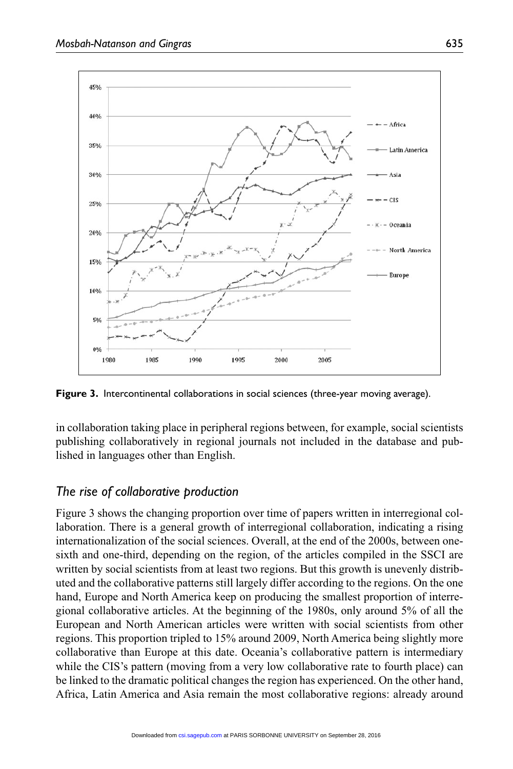Figure 3. Intercontinental collaborations in social sciences (three-year moving average).

in collaboration taking place in peripheral regions between, for example, social scientists publishing collaboratively in regional journals not included in the database and published in languages other than English.

## *The rise of collaborative production*

Figure 3 shows the changing proportion over time of papers written in interregional collaboration. There is a general growth of interregional collaboration, indicating a rising internationalization of the social sciences. Overall, at the end of the 2000s, between one-sixth and one-third, depending on the region, of the articles compiled in the SSCI are written by social scientists from at least two regions. But this growth is unevenly distributed and the collaborative patterns still largely differ according to the regions. On the one hand, Europe and North America keep on producing the smallest proportion of interregional collaborative articles. At the beginning of the 1980s, only around 5% of all the European and North American articles were written with social scientists from other regions. This proportion tripled to 15% around 2009, North America being slightly more collaborative than Europe at this date. Oceania's collaborative pattern is intermediary while the CIS's pattern (moving from a very low collaborative rate to fourth place) can be linked to the dramatic political changes the region has experienced. On the other hand, Africa, Latin America and Asia remain the most collaborative regions: already around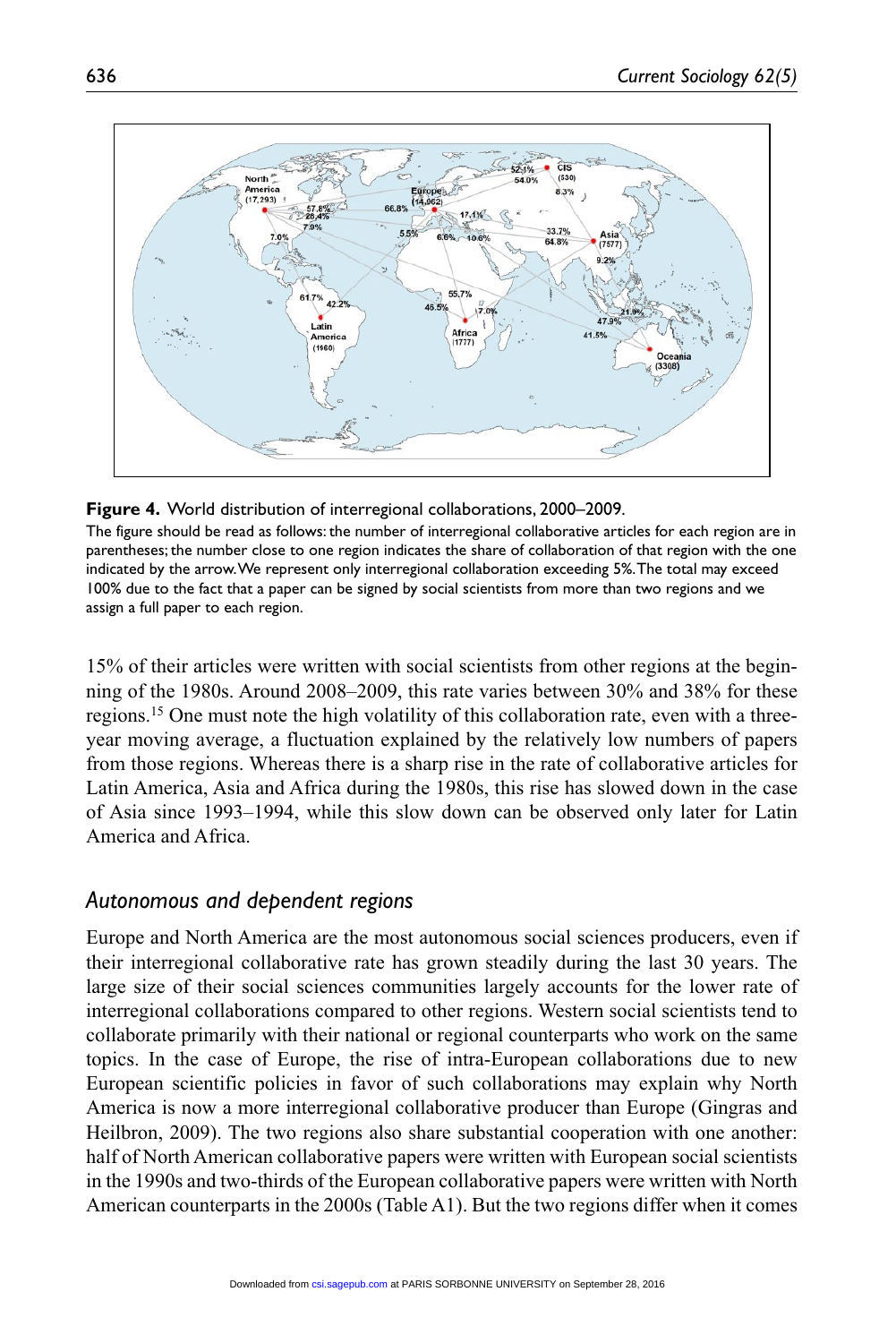**Figure 4.** World distribution of interregional collaborations, 2000–2009.

The figure should be read as follows: the number of interregional collaborative articles for each region are in parentheses; the number close to one region indicates the share of collaboration of that region with the one indicated by the arrow. We represent only interregional collaboration exceeding 5%. The total may exceed 100% due to the fact that a paper can be signed by social scientists from more than two regions and we assign a full paper to each region.

15% of their articles were written with social scientists from other regions at the beginning of the 1980s. Around 2008–2009, this rate varies between 30% and 38% for these regions.[15] One must note the high volatility of this collaboration rate, even with a three-year moving average, a fluctuation explained by the relatively low numbers of papers from those regions. Whereas there is a sharp rise in the rate of collaborative articles for Latin America, Asia and Africa during the 1980s, this rise has slowed down in the case of Asia since 1993–1994, while this slow down can be observed only later for Latin America and Africa.

## *Autonomous and dependent regions*

Europe and North America are the most autonomous social sciences producers, even if their interregional collaborative rate has grown steadily during the last 30 years. The large size of their social sciences communities largely accounts for the lower rate of interregional collaborations compared to other regions. Western social scientists tend to collaborate primarily with their national or regional counterparts who work on the same topics. In the case of Europe, the rise of intra-European collaborations due to new European scientific policies in favor of such collaborations may explain why North America is now a more interregional collaborative producer than Europe (Gingras and Heilbron, 2009). The two regions also share substantial cooperation with one another: half of North American collaborative papers were written with European social scientists in the 1990s and two-thirds of the European collaborative papers were written with North American counterparts in the 2000s (Table A1). But the two regions differ when it comes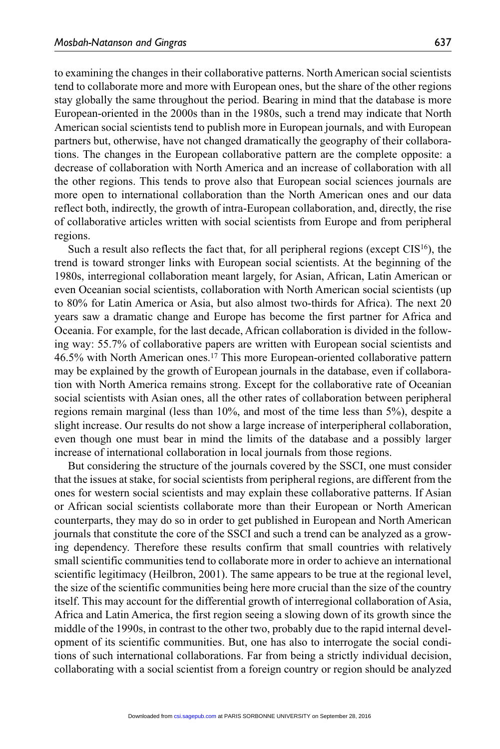to examining the changes in their collaborative patterns. North American social scientists tend to collaborate more and more with European ones, but the share of the other regions stay globally the same throughout the period. Bearing in mind that the database is more European-oriented in the 2000s than in the 1980s, such a trend may indicate that North American social scientists tend to publish more in European journals, and with European partners but, otherwise, have not changed dramatically the geography of their collaborations. The changes in the European collaborative pattern are the complete opposite: a decrease of collaboration with North America and an increase of collaboration with all the other regions. This tends to prove also that European social sciences journals are more open to international collaboration than the North American ones and our data reflect both, indirectly, the growth of intra-European collaboration, and, directly, the rise of collaborative articles written with social scientists from Europe and from peripheral regions.

Such a result also reflects the fact that, for all peripheral regions (except CIS[16]), the trend is toward stronger links with European social scientists. At the beginning of the 1980s, interregional collaboration meant largely, for Asian, African, Latin American or even Oceanian social scientists, collaboration with North American social scientists (up to 80% for Latin America or Asia, but also almost two-thirds for Africa). The next 20 years saw a dramatic change and Europe has become the first partner for Africa and Oceania. For example, for the last decade, African collaboration is divided in the following way: 55.7% of collaborative papers are written with European social scientists and 46.5% with North American ones.[17] This more European-oriented collaborative pattern may be explained by the growth of European journals in the database, even if collaboration with North America remains strong. Except for the collaborative rate of Oceanian social scientists with Asian ones, all the other rates of collaboration between peripheral regions remain marginal (less than 10%, and most of the time less than 5%), despite a slight increase. Our results do not show a large increase of interperipheral collaboration, even though one must bear in mind the limits of the database and a possibly larger increase of international collaboration in local journals from those regions.

But considering the structure of the journals covered by the SSCI, one must consider that the issues at stake, for social scientists from peripheral regions, are different from the ones for western social scientists and may explain these collaborative patterns. If Asian or African social scientists collaborate more than their European or North American counterparts, they may do so in order to get published in European and North American journals that constitute the core of the SSCI and such a trend can be analyzed as a growing dependency. Therefore these results confirm that small countries with relatively small scientific communities tend to collaborate more in order to achieve an international scientific legitimacy (Heilbron, 2001). The same appears to be true at the regional level, the size of the scientific communities being here more crucial than the size of the country itself. This may account for the differential growth of interregional collaboration of Asia, Africa and Latin America, the first region seeing a slowing down of its growth since the middle of the 1990s, in contrast to the other two, probably due to the rapid internal development of its scientific communities. But, one has also to interrogate the social conditions of such international collaborations. Far from being a strictly individual decision, collaborating with a social scientist from a foreign country or region should be analyzed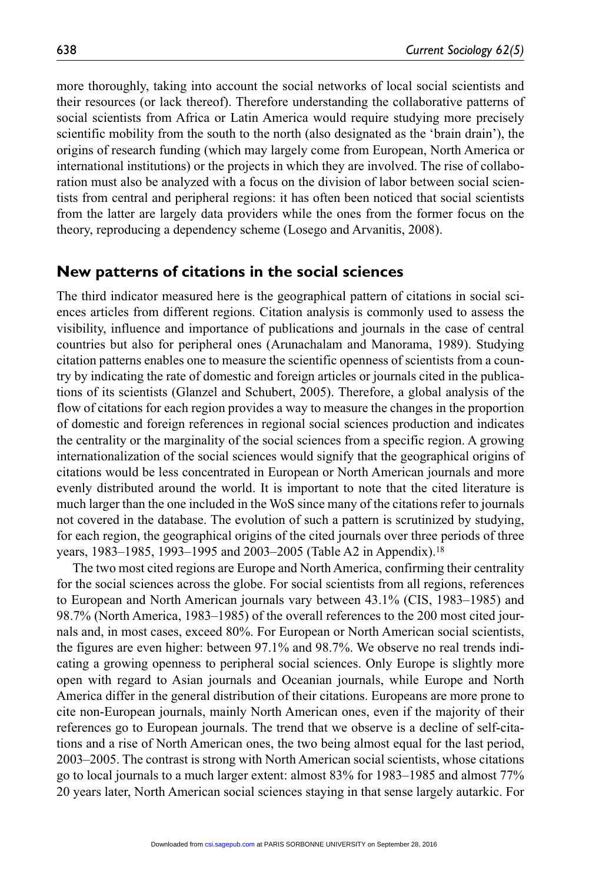more thoroughly, taking into account the social networks of local social scientists and their resources (or lack thereof). Therefore understanding the collaborative patterns of social scientists from Africa or Latin America would require studying more precisely scientific mobility from the south to the north (also designated as the 'brain drain'), the origins of research funding (which may largely come from European, North America or international institutions) or the projects in which they are involved. The rise of collaboration must also be analyzed with a focus on the division of labor between social scientists from central and peripheral regions: it has often been noticed that social scientists from the latter are largely data providers while the ones from the former focus on the theory, reproducing a dependency scheme (Losego and Arvanitis, 2008).

## New patterns of citations in the social sciences

The third indicator measured here is the geographical pattern of citations in social sciences articles from different regions. Citation analysis is commonly used to assess the visibility, influence and importance of publications and journals in the case of central countries but also for peripheral ones (Arunachalam and Manorama, 1989). Studying citation patterns enables one to measure the scientific openness of scientists from a country by indicating the rate of domestic and foreign articles or journals cited in the publications of its scientists (Glanzel and Schubert, 2005). Therefore, a global analysis of the flow of citations for each region provides a way to measure the changes in the proportion of domestic and foreign references in regional social sciences production and indicates the centrality or the marginality of the social sciences from a specific region. A growing internationalization of the social sciences would signify that the geographical origins of citations would be less concentrated in European or North American journals and more evenly distributed around the world. It is important to note that the cited literature is much larger than the one included in the WoS since many of the citations refer to journals not covered in the database. The evolution of such a pattern is scrutinized by studying, for each region, the geographical origins of the cited journals over three periods of three years, 1983–1985, 1993–1995 and 2003–2005 (Table A2 in Appendix).[18]

The two most cited regions are Europe and North America, confirming their centrality for the social sciences across the globe. For social scientists from all regions, references to European and North American journals vary between 43.1% (CIS, 1983–1985) and 98.7% (North America, 1983–1985) of the overall references to the 200 most cited journals and, in most cases, exceed 80%. For European or North American social scientists, the figures are even higher: between 97.1% and 98.7%. We observe no real trends indicating a growing openness to peripheral social sciences. Only Europe is slightly more open with regard to Asian journals and Oceanian journals, while Europe and North America differ in the general distribution of their citations. Europeans are more prone to cite non-European journals, mainly North American ones, even if the majority of their references go to European journals. The trend that we observe is a decline of self-citations and a rise of North American ones, the two being almost equal for the last period, 2003–2005. The contrast is strong with North American social scientists, whose citations go to local journals to a much larger extent: almost 83% for 1983–1985 and almost 77% 20 years later, North American social sciences staying in that sense largely autarkic. For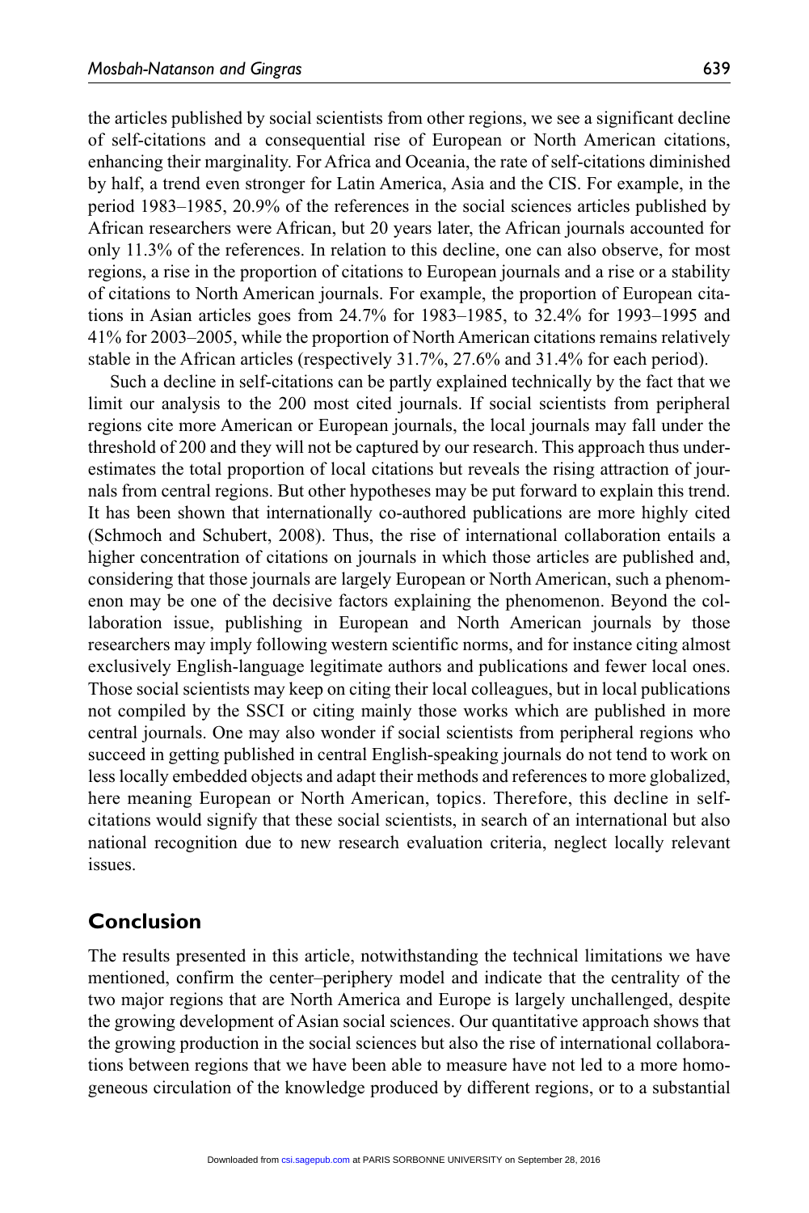the articles published by social scientists from other regions, we see a significant decline of self-citations and a consequential rise of European or North American citations, enhancing their marginality. For Africa and Oceania, the rate of self-citations diminished by half, a trend even stronger for Latin America, Asia and the CIS. For example, in the period 1983–1985, 20.9% of the references in the social sciences articles published by African researchers were African, but 20 years later, the African journals accounted for only 11.3% of the references. In relation to this decline, one can also observe, for most regions, a rise in the proportion of citations to European journals and a rise or a stability of citations to North American journals. For example, the proportion of European citations in Asian articles goes from 24.7% for 1983–1985, to 32.4% for 1993–1995 and 41% for 2003–2005, while the proportion of North American citations remains relatively stable in the African articles (respectively 31.7%, 27.6% and 31.4% for each period).

Such a decline in self-citations can be partly explained technically by the fact that we limit our analysis to the 200 most cited journals. If social scientists from peripheral regions cite more American or European journals, the local journals may fall under the threshold of 200 and they will not be captured by our research. This approach thus underestimates the total proportion of local citations but reveals the rising attraction of journals from central regions. But other hypotheses may be put forward to explain this trend. It has been shown that internationally co-authored publications are more highly cited (Schmoch and Schubert, 2008). Thus, the rise of international collaboration entails a higher concentration of citations on journals in which those articles are published and, considering that those journals are largely European or North American, such a phenomenon may be one of the decisive factors explaining the phenomenon. Beyond the collaboration issue, publishing in European and North American journals by those researchers may imply following western scientific norms, and for instance citing almost exclusively English-language legitimate authors and publications and fewer local ones. Those social scientists may keep on citing their local colleagues, but in local publications not compiled by the SSCI or citing mainly those works which are published in more central journals. One may also wonder if social scientists from peripheral regions who succeed in getting published in central English-speaking journals do not tend to work on less locally embedded objects and adapt their methods and references to more globalized, here meaning European or North American, topics. Therefore, this decline in self-citations would signify that these social scientists, in search of an international but also national recognition due to new research evaluation criteria, neglect locally relevant issues.

## Conclusion

The results presented in this article, notwithstanding the technical limitations we have mentioned, confirm the center–periphery model and indicate that the centrality of the two major regions that are North America and Europe is largely unchallenged, despite the growing development of Asian social sciences. Our quantitative approach shows that the growing production in the social sciences but also the rise of international collaborations between regions that we have been able to measure have not led to a more homogeneous circulation of the knowledge produced by different regions, or to a substantial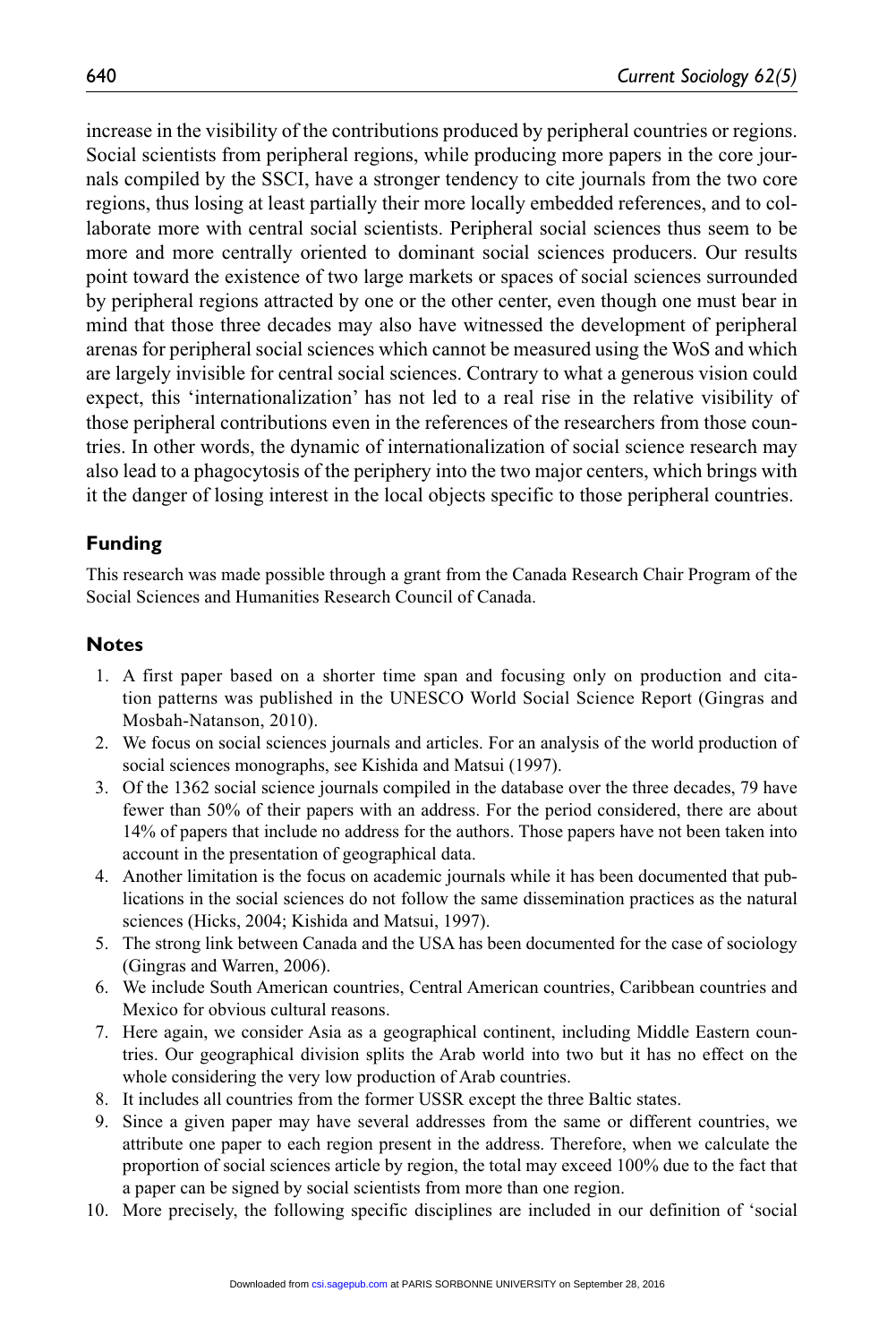increase in the visibility of the contributions produced by peripheral countries or regions. Social scientists from peripheral regions, while producing more papers in the core journals compiled by the SSCI, have a stronger tendency to cite journals from the two core regions, thus losing at least partially their more locally embedded references, and to collaborate more with central social scientists. Peripheral social sciences thus seem to be more and more centrally oriented to dominant social sciences producers. Our results point toward the existence of two large markets or spaces of social sciences surrounded by peripheral regions attracted by one or the other center, even though one must bear in mind that those three decades may also have witnessed the development of peripheral arenas for peripheral social sciences which cannot be measured using the WoS and which are largely invisible for central social sciences. Contrary to what a generous vision could expect, this 'internationalization' has not led to a real rise in the relative visibility of those peripheral contributions even in the references of the researchers from those countries. In other words, the dynamic of internationalization of social science research may also lead to a phagocytosis of the periphery into the two major centers, which brings with it the danger of losing interest in the local objects specific to those peripheral countries.

## Funding

This research was made possible through a grant from the Canada Research Chair Program of the Social Sciences and Humanities Research Council of Canada.

## Notes

1. A first paper based on a shorter time span and focusing only on production and citation patterns was published in the UNESCO World Social Science Report (Gingras and Mosbah-Natanson, 2010).
2. We focus on social sciences journals and articles. For an analysis of the world production of social sciences monographs, see Kishida and Matsui (1997).
3. Of the 1362 social science journals compiled in the database over the three decades, 79 have fewer than 50% of their papers with an address. For the period considered, there are about 14% of papers that include no address for the authors. Those papers have not been taken into account in the presentation of geographical data.
4. Another limitation is the focus on academic journals while it has been documented that publications in the social sciences do not follow the same dissemination practices as the natural sciences (Hicks, 2004; Kishida and Matsui, 1997).
5. The strong link between Canada and the USA has been documented for the case of sociology (Gingras and Warren, 2006).
6. We include South American countries, Central American countries, Caribbean countries and Mexico for obvious cultural reasons.
7. Here again, we consider Asia as a geographical continent, including Middle Eastern countries. Our geographical division splits the Arab world into two but it has no effect on the whole considering the very low production of Arab countries.
8. It includes all countries from the former USSR except the three Baltic states.
9. Since a given paper may have several addresses from the same or different countries, we attribute one paper to each region present in the address. Therefore, when we calculate the proportion of social sciences article by region, the total may exceed 100% due to the fact that a paper can be signed by social scientists from more than one region.
10. More precisely, the following specific disciplines are included in our definition of 'social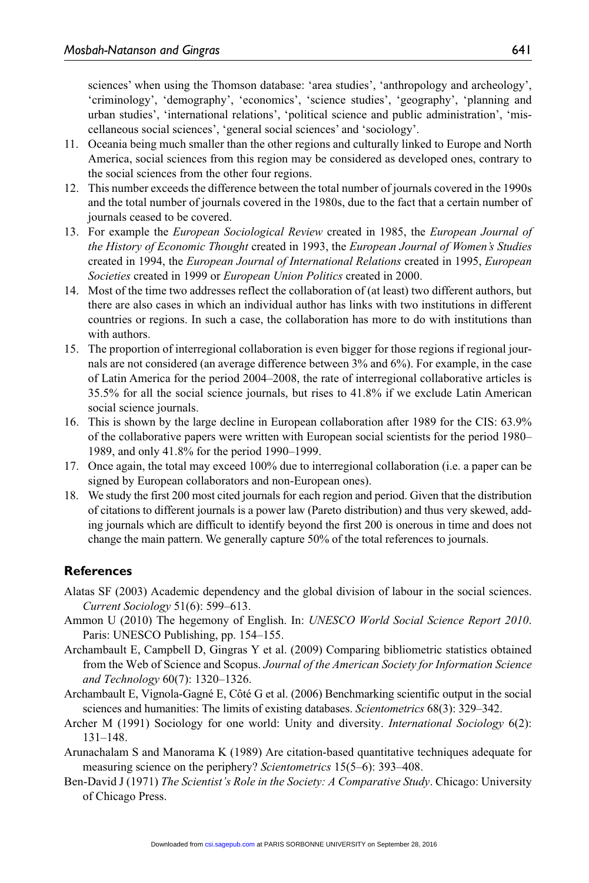sciences' when using the Thomson database: 'area studies', 'anthropology and archeology', 'criminology', 'demography', 'economics', 'science studies', 'geography', 'planning and urban studies', 'international relations', 'political science and public administration', 'miscellaneous social sciences', 'general social sciences' and 'sociology'.

11. Oceania being much smaller than the other regions and culturally linked to Europe and North America, social sciences from this region may be considered as developed ones, contrary to the social sciences from the other four regions.
12. This number exceeds the difference between the total number of journals covered in the 1990s and the total number of journals covered in the 1980s, due to the fact that a certain number of journals ceased to be covered.
13. For example the *European Sociological Review* created in 1985, the *European Journal of the History of Economic Thought* created in 1993, the *European Journal of Women's Studies* created in 1994, the *European Journal of International Relations* created in 1995, *European Societies* created in 1999 or *European Union Politics* created in 2000.
14. Most of the time two addresses reflect the collaboration of (at least) two different authors, but there are also cases in which an individual author has links with two institutions in different countries or regions. In such a case, the collaboration has more to do with institutions than with authors.
15. The proportion of interregional collaboration is even bigger for those regions if regional journals are not considered (an average difference between 3% and 6%). For example, in the case of Latin America for the period 2004–2008, the rate of interregional collaborative articles is 35.5% for all the social science journals, but rises to 41.8% if we exclude Latin American social science journals.
16. This is shown by the large decline in European collaboration after 1989 for the CIS: 63.9% of the collaborative papers were written with European social scientists for the period 1980–1989, and only 41.8% for the period 1990–1999.
17. Once again, the total may exceed 100% due to interregional collaboration (i.e. a paper can be signed by European collaborators and non-European ones).
18. We study the first 200 most cited journals for each region and period. Given that the distribution of citations to different journals is a power law (Pareto distribution) and thus very skewed, adding journals which are difficult to identify beyond the first 200 is onerous in time and does not change the main pattern. We generally capture 50% of the total references to journals.

## References

Alatas SF (2003) Academic dependency and the global division of labour in the social sciences. *Current Sociology* 51(6): 599–613.

Ammon U (2010) The hegemony of English. In: *UNESCO World Social Science Report 2010*. Paris: UNESCO Publishing, pp. 154–155.

Archambault E, Campbell D, Gingras Y et al. (2009) Comparing bibliometric statistics obtained from the Web of Science and Scopus. *Journal of the American Society for Information Science and Technology* 60(7): 1320–1326.

Archambault E, Vignola-Gagné E, Côté G et al. (2006) Benchmarking scientific output in the social sciences and humanities: The limits of existing databases. *Scientometrics* 68(3): 329–342.

Archer M (1991) Sociology for one world: Unity and diversity. *International Sociology* 6(2): 131–148.

Arunachalam S and Manorama K (1989) Are citation-based quantitative techniques adequate for measuring science on the periphery? *Scientometrics* 15(5–6): 393–408.

Ben-David J (1971) *The Scientist's Role in the Society: A Comparative Study*. Chicago: University of Chicago Press.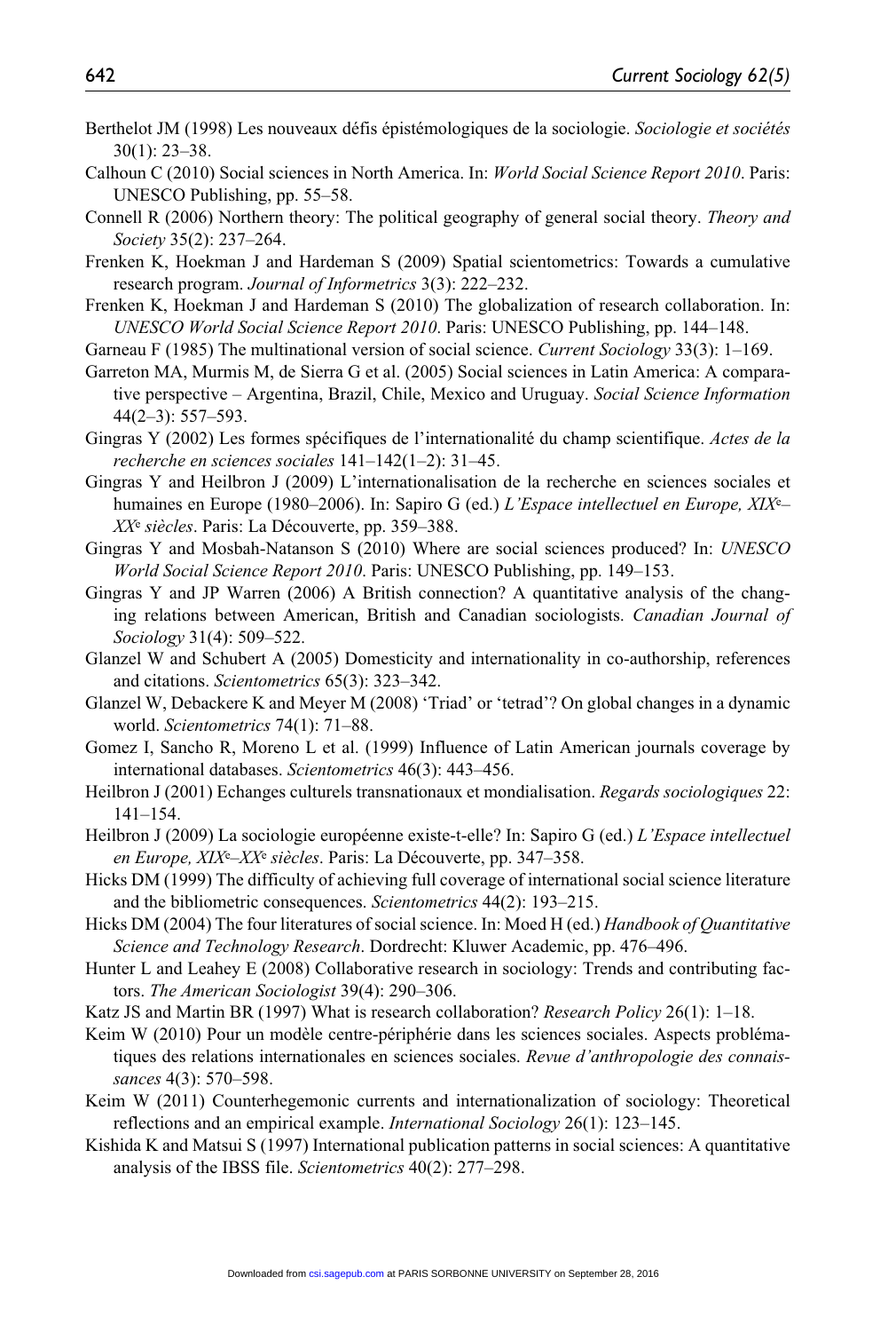Berthelot JM (1998) Les nouveaux défis épistémologiques de la sociologie. *Sociologie et sociétés* 30(1): 23–38.

Calhoun C (2010) Social sciences in North America. In: *World Social Science Report 2010*. Paris: UNESCO Publishing, pp. 55–58.

Connell R (2006) Northern theory: The political geography of general social theory. *Theory and Society* 35(2): 237–264.

Frenken K, Hoekman J and Hardeman S (2009) Spatial scientometrics: Towards a cumulative research program. *Journal of Informetrics* 3(3): 222–232.

Frenken K, Hoekman J and Hardeman S (2010) The globalization of research collaboration. In: *UNESCO World Social Science Report 2010*. Paris: UNESCO Publishing, pp. 144–148.

Garneau F (1985) The multinational version of social science. *Current Sociology* 33(3): 1–169.

Garreton MA, Murmis M, de Sierra G et al. (2005) Social sciences in Latin America: A comparative perspective – Argentina, Brazil, Chile, Mexico and Uruguay. *Social Science Information* 44(2–3): 557–593.

Gingras Y (2002) Les formes spécifiques de l'internationalité du champ scientifique. *Actes de la recherche en sciences sociales* 141–142(1–2): 31–45.

Gingras Y and Heilbron J (2009) L'internationalisation de la recherche en sciences sociales et humaines en Europe (1980–2006). In: Sapiro G (ed.) *L'Espace intellectuel en Europe, XIX*e*–XX*e *siècles*. Paris: La Découverte, pp. 359–388.

Gingras Y and Mosbah-Natanson S (2010) Where are social sciences produced? In: *UNESCO World Social Science Report 2010*. Paris: UNESCO Publishing, pp. 149–153.

Gingras Y and JP Warren (2006) A British connection? A quantitative analysis of the changing relations between American, British and Canadian sociologists. *Canadian Journal of Sociology* 31(4): 509–522.

Glanzel W and Schubert A (2005) Domesticity and internationality in co-authorship, references and citations. *Scientometrics* 65(3): 323–342.

Glanzel W, Debackere K and Meyer M (2008) 'Triad' or 'tetrad'? On global changes in a dynamic world. *Scientometrics* 74(1): 71–88.

Gomez I, Sancho R, Moreno L et al. (1999) Influence of Latin American journals coverage by international databases. *Scientometrics* 46(3): 443–456.

Heilbron J (2001) Echanges culturels transnationaux et mondialisation. *Regards sociologiques* 22: 141–154.

Heilbron J (2009) La sociologie européenne existe-t-elle? In: Sapiro G (ed.) *L'Espace intellectuel en Europe, XIX*e*–XX*e *siècles*. Paris: La Découverte, pp. 347–358.

Hicks DM (1999) The difficulty of achieving full coverage of international social science literature and the bibliometric consequences. *Scientometrics* 44(2): 193–215.

Hicks DM (2004) The four literatures of social science. In: Moed H (ed.) *Handbook of Quantitative Science and Technology Research*. Dordrecht: Kluwer Academic, pp. 476–496.

Hunter L and Leahey E (2008) Collaborative research in sociology: Trends and contributing factors. *The American Sociologist* 39(4): 290–306.

Katz JS and Martin BR (1997) What is research collaboration? *Research Policy* 26(1): 1–18.

Keim W (2010) Pour un modèle centre-périphérie dans les sciences sociales. Aspects problématiques des relations internationales en sciences sociales. *Revue d'anthropologie des connaissances* 4(3): 570–598.

Keim W (2011) Counterhegemonic currents and internationalization of sociology: Theoretical reflections and an empirical example. *International Sociology* 26(1): 123–145.

Kishida K and Matsui S (1997) International publication patterns in social sciences: A quantitative analysis of the IBSS file. *Scientometrics* 40(2): 277–298.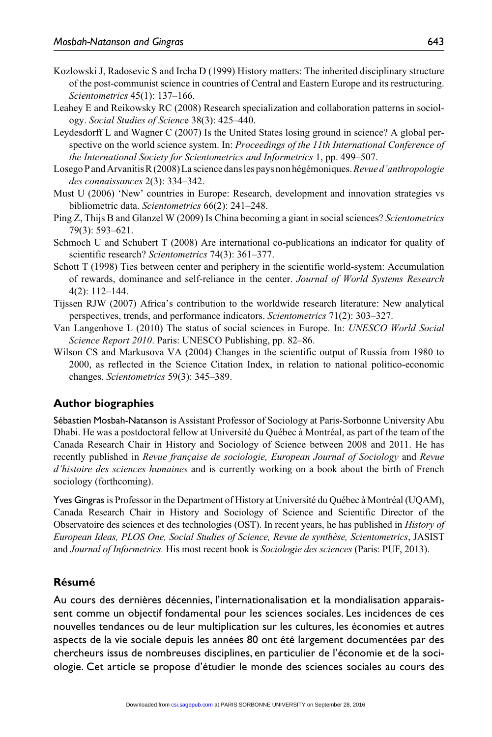Kozlowski J, Radosevic S and Ircha D (1999) History matters: The inherited disciplinary structure of the post-communist science in countries of Central and Eastern Europe and its restructuring. *Scientometrics* 45(1): 137–166.

Leahey E and Reikowsky RC (2008) Research specialization and collaboration patterns in sociology. *Social Studies of Science* 38(3): 425–440.

Leydesdorff L and Wagner C (2007) Is the United States losing ground in science? A global perspective on the world science system. In: *Proceedings of the 11th International Conference of the International Society for Scientometrics and Informetrics* 1, pp. 499–507.

Losego P and Arvanitis R (2008) La science dans les pays non hégémoniques. *Revue d'anthropologie des connaissances* 2(3): 334–342.

Must U (2006) 'New' countries in Europe: Research, development and innovation strategies vs bibliometric data. *Scientometrics* 66(2): 241–248.

Ping Z, Thijs B and Glanzel W (2009) Is China becoming a giant in social sciences? *Scientometrics* 79(3): 593–621.

Schmoch U and Schubert T (2008) Are international co-publications an indicator for quality of scientific research? *Scientometrics* 74(3): 361–377.

Schott T (1998) Ties between center and periphery in the scientific world-system: Accumulation of rewards, dominance and self-reliance in the center. *Journal of World Systems Research* 4(2): 112–144.

Tijssen RJW (2007) Africa's contribution to the worldwide research literature: New analytical perspectives, trends, and performance indicators. *Scientometrics* 71(2): 303–327.

Van Langenhove L (2010) The status of social sciences in Europe. In: *UNESCO World Social Science Report 2010*. Paris: UNESCO Publishing, pp. 82–86.

Wilson CS and Markusova VA (2004) Changes in the scientific output of Russia from 1980 to 2000, as reflected in the Science Citation Index, in relation to national politico-economic changes. *Scientometrics* 59(3): 345–389.

## Author biographies

Sébastien Mosbah-Natanson is Assistant Professor of Sociology at Paris-Sorbonne University Abu Dhabi. He was a postdoctoral fellow at Université du Québec à Montréal, as part of the team of the Canada Research Chair in History and Sociology of Science between 2008 and 2011. He has recently published in *Revue française de sociologie, European Journal of Sociology* and *Revue d'histoire des sciences humaines* and is currently working on a book about the birth of French sociology (forthcoming).

Yves Gingras is Professor in the Department of History at Université du Québec à Montréal (UQAM), Canada Research Chair in History and Sociology of Science and Scientific Director of the Observatoire des sciences et des technologies (OST). In recent years, he has published in *History of European Ideas, PLOS One, Social Studies of Science, Revue de synthèse, Scientometrics*, JASIST and *Journal of Informetrics.* His most recent book is *Sociologie des sciences* (Paris: PUF, 2013).

## Résumé

Au cours des dernières décennies, l'internationalisation et la mondialisation apparaissent comme un objectif fondamental pour les sciences sociales. Les incidences de ces nouvelles tendances ou de leur multiplication sur les cultures, les économies et autres aspects de la vie sociale depuis les années 80 ont été largement documentées par des chercheurs issus de nombreuses disciplines, en particulier de l'économie et de la sociologie. Cet article se propose d'étudier le monde des sciences sociales au cours des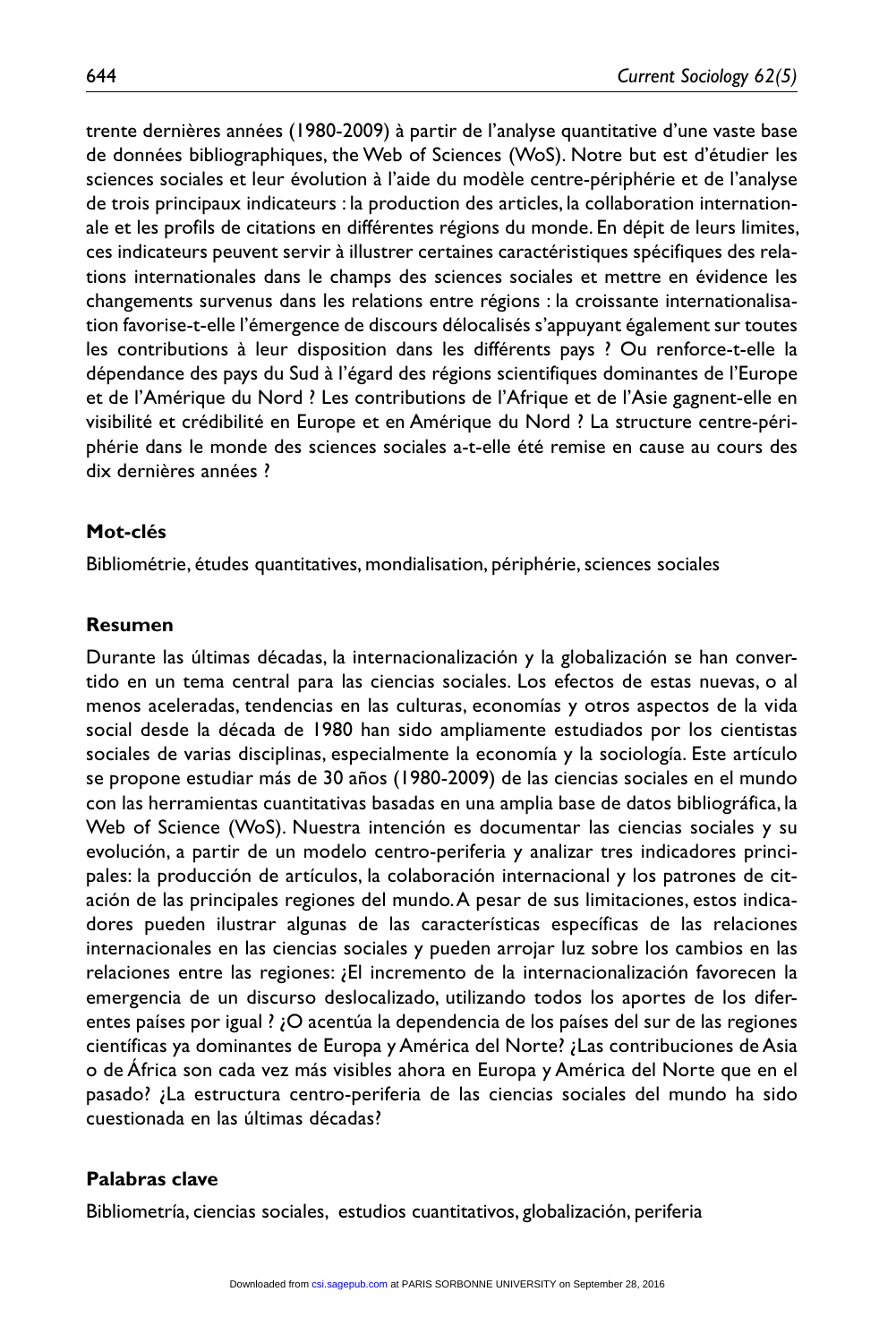trente dernières années (1980-2009) à partir de l'analyse quantitative d'une vaste base de données bibliographiques, the Web of Sciences (WoS). Notre but est d'étudier les sciences sociales et leur évolution à l'aide du modèle centre-périphérie et de l'analyse de trois principaux indicateurs : la production des articles, la collaboration internationale et les profils de citations en différentes régions du monde. En dépit de leurs limites, ces indicateurs peuvent servir à illustrer certaines caractéristiques spécifiques des relations internationales dans le champs des sciences sociales et mettre en évidence les changements survenus dans les relations entre régions : la croissante internationalisation favorise-t-elle l'émergence de discours délocalisés s'appuyant également sur toutes les contributions à leur disposition dans les différents pays ? Ou renforce-t-elle la dépendance des pays du Sud à l'égard des régions scientifiques dominantes de l'Europe et de l'Amérique du Nord ? Les contributions de l'Afrique et de l'Asie gagnent-elle en visibilité et crédibilité en Europe et en Amérique du Nord ? La structure centre-périphérie dans le monde des sciences sociales a-t-elle été remise en cause au cours des dix dernières années ?

### Mot-clés

Bibliométrie, études quantitatives, mondialisation, périphérie, sciences sociales

### Resumen

Durante las últimas décadas, la internacionalización y la globalización se han convertido en un tema central para las ciencias sociales. Los efectos de estas nuevas, o al menos aceleradas, tendencias en las culturas, economías y otros aspectos de la vida social desde la década de 1980 han sido ampliamente estudiados por los cientistas sociales de varias disciplinas, especialmente la economía y la sociología. Este artículo se propone estudiar más de 30 años (1980-2009) de las ciencias sociales en el mundo con las herramientas cuantitativas basadas en una amplia base de datos bibliográfica, la Web of Science (WoS). Nuestra intención es documentar las ciencias sociales y su evolución, a partir de un modelo centro-periferia y analizar tres indicadores principales: la producción de artículos, la colaboración internacional y los patrones de citación de las principales regiones del mundo. A pesar de sus limitaciones, estos indicadores pueden ilustrar algunas de las características específicas de las relaciones internacionales en las ciencias sociales y pueden arrojar luz sobre los cambios en las relaciones entre las regiones: ¿El incremento de la internacionalización favorecen la emergencia de un discurso deslocalizado, utilizando todos los aportes de los diferentes países por igual ? ¿O acentúa la dependencia de los países del sur de las regiones científicas ya dominantes de Europa y América del Norte? ¿Las contribuciones de Asia o de África son cada vez más visibles ahora en Europa y América del Norte que en el pasado? ¿La estructura centro-periferia de las ciencias sociales del mundo ha sido cuestionada en las últimas décadas?

### Palabras clave

Bibliometría, ciencias sociales, estudios cuantitativos, globalización, periferia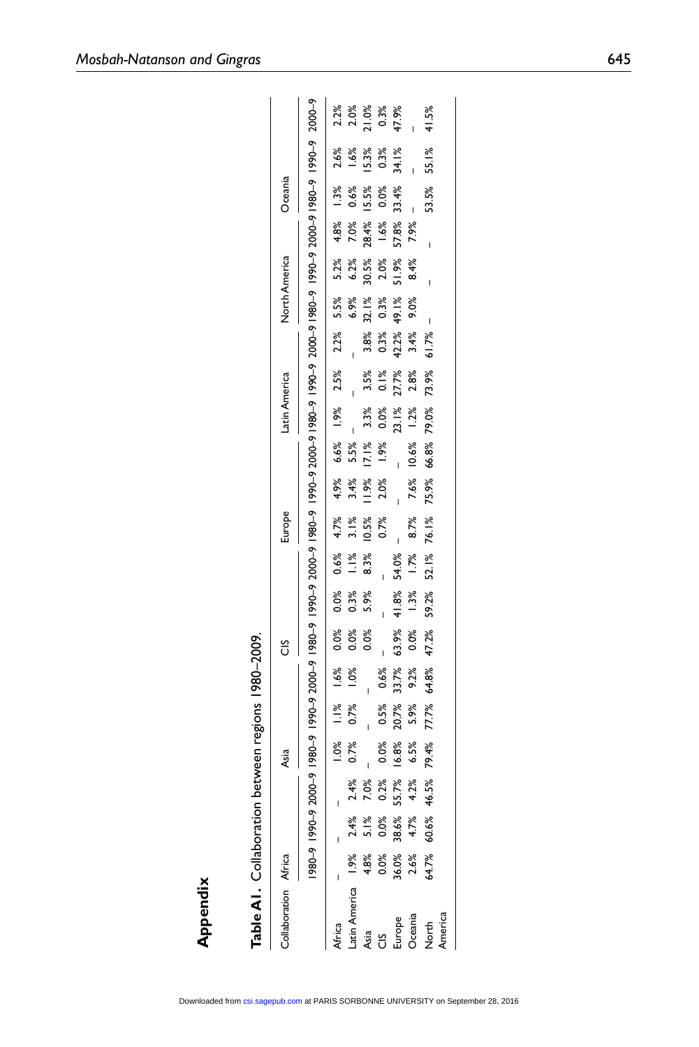# Appendix

**Table A1.** Collaboration between regions 1980–2009.

| Collaboration | Africa | | | Asia | | | CIS | | | Europe | | | Latin America | | | North America | | | Oceania | | |
|---|---|---|---|---|---|---|---|---|---|---|---|---|---|---|---|---|---|---|---|---|---|
| | 1980–9 | 1990–9 | 2000–9 | 1980–9 | 1990–9 | 2000–9 | 1980–9 | 1990–9 | 2000–9 | 1980–9 | 1990–9 | 2000–9 | 1980–9 | 1990–9 | 2000–9 | 1980–9 | 1990–9 | 2000–9 | 1980–9 | 1990–9 | 2000–9 |
| Africa | – | – | – | 1.0% | 1.1% | 1.6% | 0.0% | 0.0% | 0.6% | 4.7% | 4.9% | 6.6% | 1.9% | 2.5% | 2.2% | 5.5% | 5.2% | 4.8% | 1.3% | 2.6% | 2.2% |
| Latin America | 1.9% | 2.4% | 2.4% | 0.7% | 0.7% | 1.0% | 0.0% | 0.3% | 1.1% | 3.1% | 3.4% | 5.5% | – | – | – | 6.9% | 6.2% | 7.0% | 0.6% | 1.6% | 2.0% |
| Asia | 4.8% | 5.1% | 7.0% | – | – | – | 0.0% | 5.9% | 8.3% | 10.5% | 11.9% | 17.1% | 3.3% | 3.5% | 3.8% | 32.1% | 30.5% | 28.4% | 15.5% | 15.3% | 21.0% |
| CIS | 0.0% | 0.0% | 0.2% | 0.0% | 0.5% | 0.6% | – | – | – | 0.7% | 2.0% | 1.9% | 0.0% | 0.1% | 0.3% | 0.3% | 2.0% | 1.6% | 0.0% | 0.3% | 0.3% |
| Europe | 36.0% | 38.6% | 55.7% | 16.8% | 20.7% | 33.7% | 63.9% | 41.8% | 54.0% | – | – | – | 23.1% | 27.7% | 42.2% | 49.1% | 51.9% | 57.8% | 33.4% | 34.1% | 47.9% |
| Oceania | 2.6% | 4.7% | 4.2% | 6.5% | 5.9% | 9.2% | 0.0% | 1.3% | 1.7% | 8.7% | 7.6% | 10.6% | 1.2% | 2.8% | 3.4% | 9.0% | 8.4% | 7.9% | – | – | – |
| North America | 64.7% | 60.6% | 46.5% | 79.4% | 77.7% | 64.8% | 47.2% | 59.2% | 52.1% | 76.1% | 75.9% | 66.8% | 79.0% | 73.9% | 61.7% | – | – | – | 53.5% | 55.1% | 41.5% |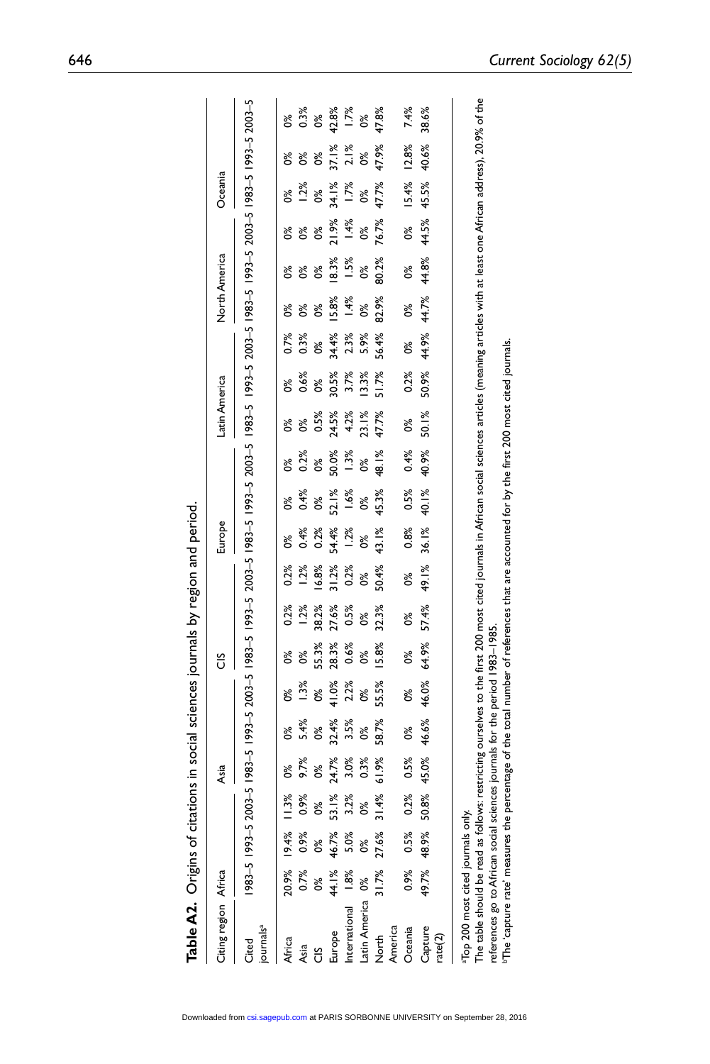**Table A2.** Origins of citations in social sciences journals by region and period.

| Citing region | Africa | | | Asia | | | CIS | | | Europe | | | Latin America | | | North America | | | Oceania | | |
|---|---|---|---|---|---|---|---|---|---|---|---|---|---|---|---|---|---|---|---|---|---|
| Cited journals[a] | 1983–5 | 1993–5 | 2003–5 | 1983–5 | 1993–5 | 2003–5 | 1983–5 | 1993–5 | 2003–5 | 1983–5 | 1993–5 | 2003–5 | 1983–5 | 1993–5 | 2003–5 | 1983–5 | 1993–5 | 2003–5 | 1983–5 | 1993–5 | 2003–5 |
| Africa | 20.9% | 19.4% | 11.3% | 0% | 0% | 0% | 0% | 0.2% | 0.2% | 0% | 0% | 0% | 0% | 0% | 0.7% | 0% | 0% | 0% | 0% | 0% | 0% |
| Asia | 0.7% | 0.9% | 0.9% | 9.7% | 5.4% | 1.3% | 0% | 1.2% | 1.2% | 0.4% | 0.4% | 0.2% | 0% | 0.6% | 0.3% | 0% | 0% | 0% | 1.2% | 0% | 0.3% |
| CIS | 0% | 0% | 0% | 0% | 0% | 0% | 55.3% | 38.2% | 16.8% | 0.2% | 0% | 0% | 0.5% | 0% | 0% | 0% | 0% | 0% | 0% | 0% | 0% |
| Europe | 44.1% | 46.7% | 53.1% | 24.7% | 32.4% | 41.0% | 28.3% | 27.6% | 31.2% | 54.4% | 52.1% | 50.0% | 24.5% | 30.5% | 34.4% | 15.8% | 18.3% | 21.9% | 34.1% | 37.1% | 42.8% |
| International | 1.8% | 5.0% | 3.2% | 3.0% | 3.5% | 2.2% | 0.6% | 0.5% | 0.2% | 1.2% | 1.6% | 1.3% | 4.2% | 3.7% | 2.3% | 1.4% | 1.5% | 1.4% | 1.7% | 2.1% | 1.7% |
| Latin America | 0% | 0% | 0% | 0.3% | 0% | 0% | 0% | 0% | 0% | 0% | 0% | 0% | 23.1% | 13.3% | 5.9% | 0% | 0% | 0% | 0% | 0% | 0% |
| North America | 31.7% | 27.6% | 31.4% | 61.9% | 58.7% | 55.5% | 15.8% | 32.3% | 50.4% | 43.1% | 45.3% | 48.1% | 47.7% | 51.7% | 56.4% | 82.9% | 80.2% | 76.7% | 47.7% | 47.9% | 47.8% |
| Oceania | 0.9% | 0.5% | 0.2% | 0.5% | 0% | 0% | 0% | 0% | 0% | 0.8% | 0.5% | 0.4% | 0% | 0.2% | 0% | 0% | 0% | 0% | 15.4% | 12.8% | 7.4% |
| Capture rate(2) | 49.7% | 48.9% | 50.8% | 45.0% | 46.6% | 46.0% | 64.9% | 57.4% | 49.1% | 36.1% | 40.1% | 40.9% | 50.1% | 50.9% | 44.9% | 44.7% | 44.8% | 44.5% | 45.5% | 40.6% | 38.6% |

[a]Top 200 most cited journals only.

The table should be read as follows: restricting ourselves to the first 200 most cited journals in African social sciences articles (meaning articles with at least one African address), 20.9% of the references go to African social sciences journals for the period 1983–1985.

[b]The 'capture rate' measures the percentage of the total number of references that are accounted for by the first 200 most cited journals.